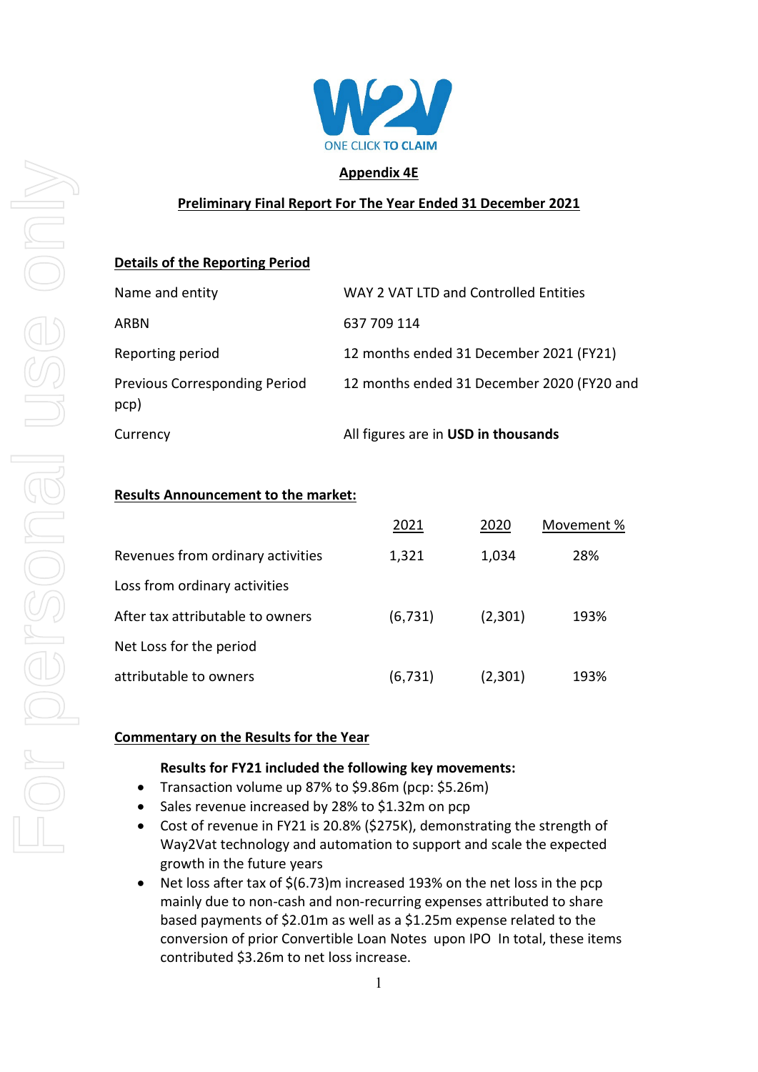W2V

ONE CLICK TO CLAIM

# Appendix 4E

## Preliminary Final Report For The Year Ended 31 December 2021

### Details of the Reporting Period

| | |
|---|---|
| Name and entity | WAY 2 VAT LTD and Controlled Entities |
| ARBN | 637 709 114 |
| Reporting period | 12 months ended 31 December 2021 (FY21) |
| Previous Corresponding Period pcp) | 12 months ended 31 December 2020 (FY20 and |
| Currency | All figures are in **USD in thousands** |

### Results Announcement to the market:

| | 2021 | 2020 | Movement % |
|---|---|---|---|
| Revenues from ordinary activities | 1,321 | 1,034 | 28% |
| Loss from ordinary activities | | | |
| After tax attributable to owners | (6,731) | (2,301) | 193% |
| Net Loss for the period | | | |
| attributable to owners | (6,731) | (2,301) | 193% |

### Commentary on the Results for the Year

**Results for FY21 included the following key movements:**

- Transaction volume up 87% to $9.86m (pcp: $5.26m)
- Sales revenue increased by 28% to $1.32m on pcp
- Cost of revenue in FY21 is 20.8% ($275K), demonstrating the strength of Way2Vat technology and automation to support and scale the expected growth in the future years
- Net loss after tax of $(6.73)m increased 193% on the net loss in the pcp mainly due to non-cash and non-recurring expenses attributed to share based payments of $2.01m as well as a $1.25m expense related to the conversion of prior Convertible Loan Notes upon IPO In total, these items contributed $3.26m to net loss increase.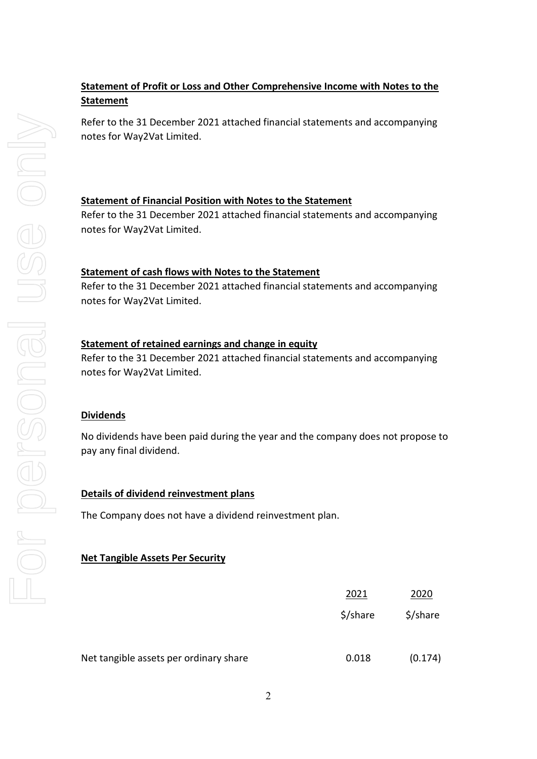**Statement of Profit or Loss and Other Comprehensive Income with Notes to the Statement**

Refer to the 31 December 2021 attached financial statements and accompanying notes for Way2Vat Limited.

**Statement of Financial Position with Notes to the Statement**

Refer to the 31 December 2021 attached financial statements and accompanying notes for Way2Vat Limited.

**Statement of cash flows with Notes to the Statement**

Refer to the 31 December 2021 attached financial statements and accompanying notes for Way2Vat Limited.

**Statement of retained earnings and change in equity**

Refer to the 31 December 2021 attached financial statements and accompanying notes for Way2Vat Limited.

**Dividends**

No dividends have been paid during the year and the company does not propose to pay any final dividend.

**Details of dividend reinvestment plans**

The Company does not have a dividend reinvestment plan.

**Net Tangible Assets Per Security**

| | 2021 | 2020 |
|---|---|---|
| | $/share | $/share |
| Net tangible assets per ordinary share | 0.018 | (0.174) |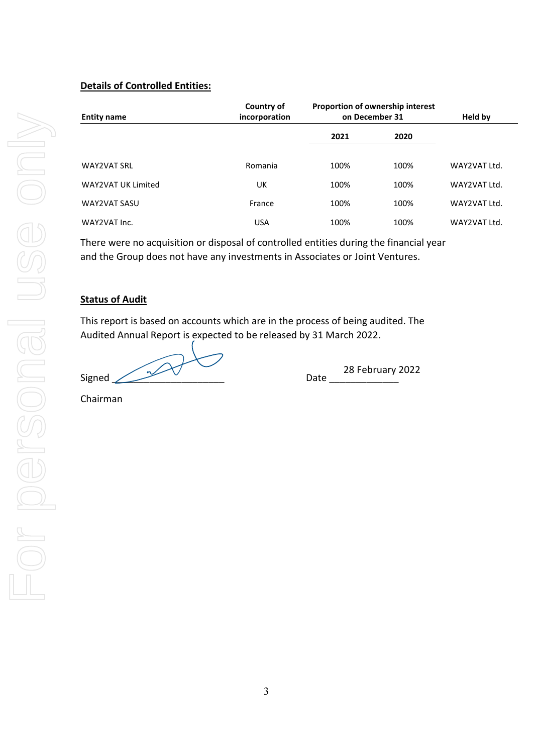**Details of Controlled Entities:**

| Entity name | Country of incorporation | Proportion of ownership interest on December 31 | | Held by |
|---|---|---|---|---|
| | | 2021 | 2020 | |
| WAY2VAT SRL | Romania | 100% | 100% | WAY2VAT Ltd. |
| WAY2VAT UK Limited | UK | 100% | 100% | WAY2VAT Ltd. |
| WAY2VAT SASU | France | 100% | 100% | WAY2VAT Ltd. |
| WAY2VAT Inc. | USA | 100% | 100% | WAY2VAT Ltd. |

There were no acquisition or disposal of controlled entities during the financial year and the Group does not have any investments in Associates or Joint Ventures.

**Status of Audit**

This report is based on accounts which are in the process of being audited. The Audited Annual Report is expected to be released by 31 March 2022.

Signed ____________________ Date 28 February 2022

Chairman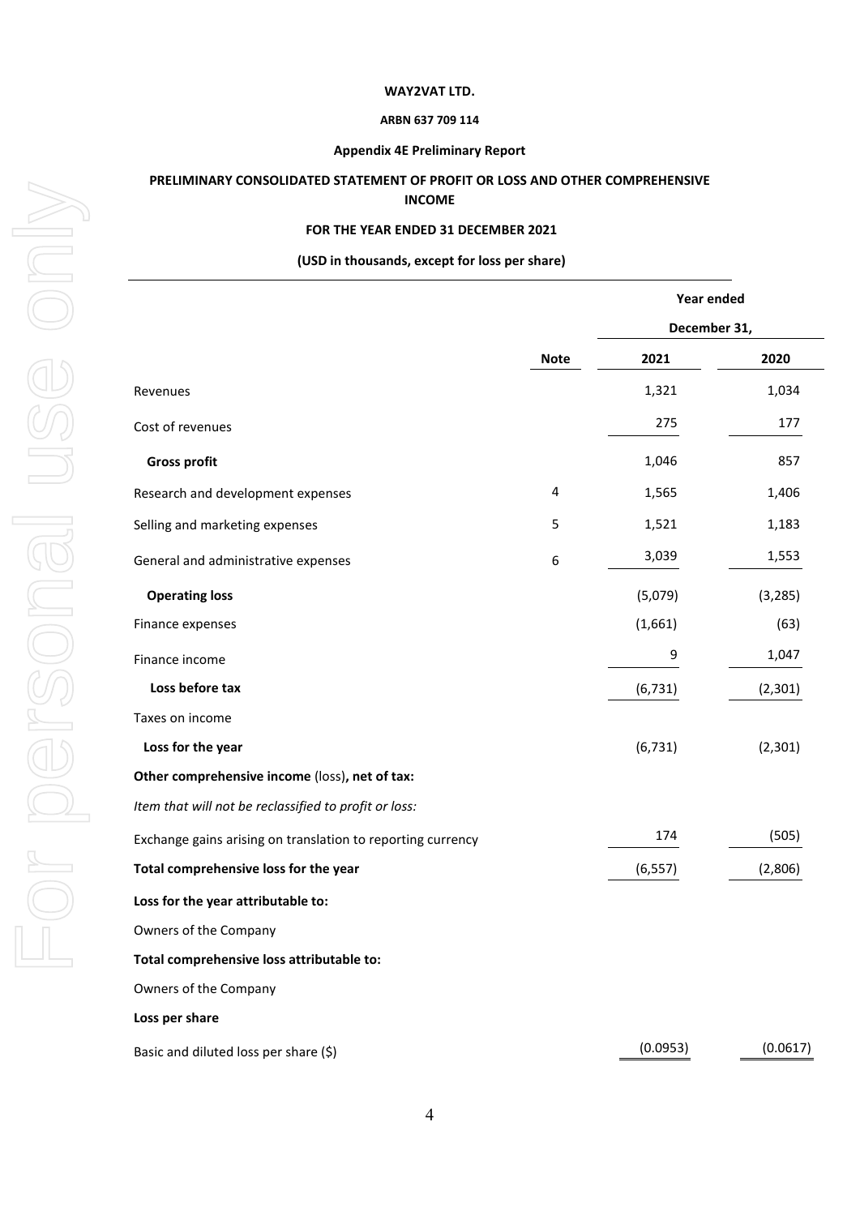**WAY2VAT LTD.**

**ARBN 637 709 114**

**Appendix 4E Preliminary Report**

**PRELIMINARY CONSOLIDATED STATEMENT OF PROFIT OR LOSS AND OTHER COMPREHENSIVE INCOME**

**FOR THE YEAR ENDED 31 DECEMBER 2021**

**(USD in thousands, except for loss per share)**

| | | Year ended | |
|---|---|---|---|
| | | December 31, | |
| | **Note** | **2021** | **2020** |
| Revenues | | 1,321 | 1,034 |
| Cost of revenues | | 275 | 177 |
| **Gross profit** | | 1,046 | 857 |
| Research and development expenses | 4 | 1,565 | 1,406 |
| Selling and marketing expenses | 5 | 1,521 | 1,183 |
| General and administrative expenses | 6 | 3,039 | 1,553 |
| **Operating loss** | | (5,079) | (3,285) |
| Finance expenses | | (1,661) | (63) |
| Finance income | | 9 | 1,047 |
| **Loss before tax** | | (6,731) | (2,301) |
| Taxes on income | | | |
| **Loss for the year** | | (6,731) | (2,301) |
| **Other comprehensive income** (loss)**, net of tax:** | | | |
| *Item that will not be reclassified to profit or loss:* | | | |
| Exchange gains arising on translation to reporting currency | | 174 | (505) |
| **Total comprehensive loss for the year** | | (6,557) | (2,806) |
| **Loss for the year attributable to:** | | | |
| Owners of the Company | | | |
| **Total comprehensive loss attributable to:** | | | |
| Owners of the Company | | | |
| **Loss per share** | | | |
| Basic and diluted loss per share ($) | | (0.0953) | (0.0617) |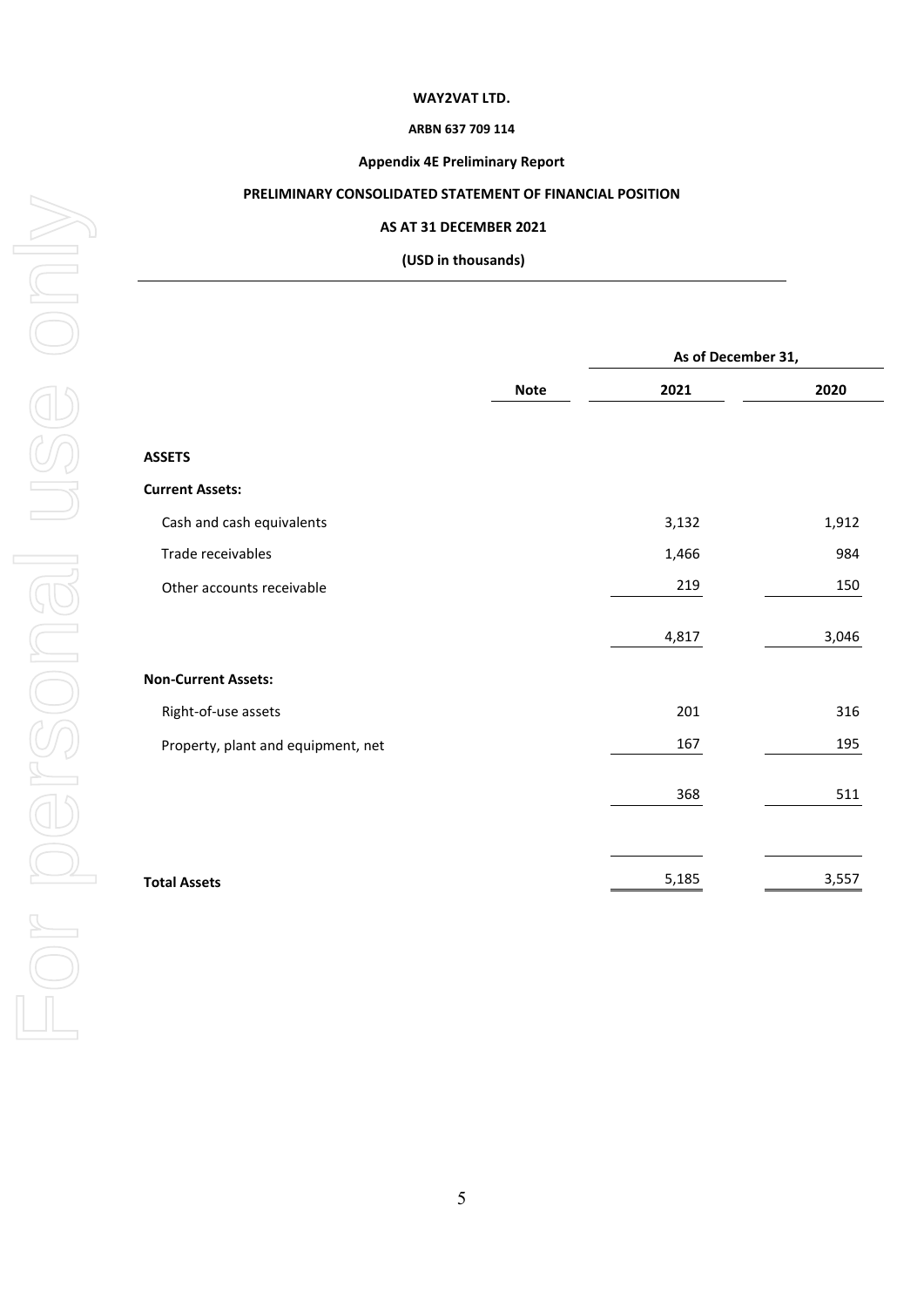**WAY2VAT LTD.**

**ARBN 637 709 114**

**Appendix 4E Preliminary Report**

**PRELIMINARY CONSOLIDATED STATEMENT OF FINANCIAL POSITION**

**AS AT 31 DECEMBER 2021**

**(USD in thousands)**

| | | As of December 31, | |
|---|---|---|---|
| | **Note** | **2021** | **2020** |
| **ASSETS** | | | |
| **Current Assets:** | | | |
| Cash and cash equivalents | | 3,132 | 1,912 |
| Trade receivables | | 1,466 | 984 |
| Other accounts receivable | | 219 | 150 |
| | | 4,817 | 3,046 |
| **Non-Current Assets:** | | | |
| Right-of-use assets | | 201 | 316 |
| Property, plant and equipment, net | | 167 | 195 |
| | | 368 | 511 |
| **Total Assets** | | 5,185 | 3,557 |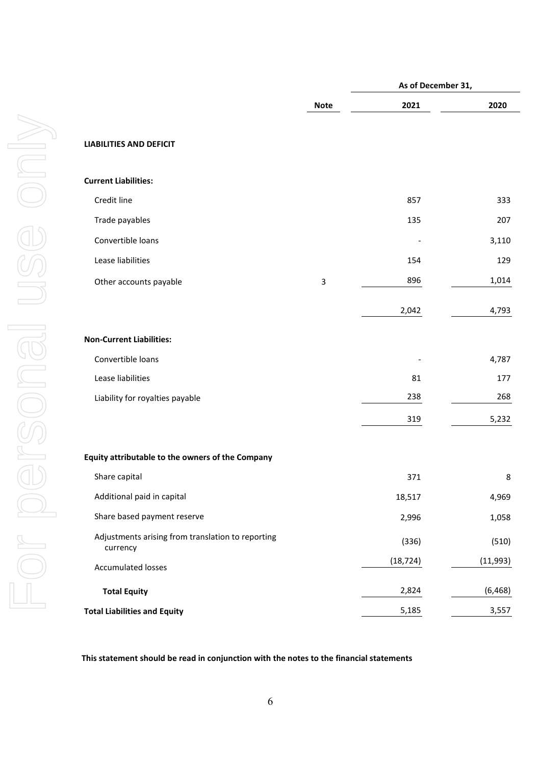| | Note | As of December 31, | |
|---|---|---|---|
| | | 2021 | 2020 |
| **LIABILITIES AND DEFICIT** | | | |
| **Current Liabilities:** | | | |
| Credit line | | 857 | 333 |
| Trade payables | | 135 | 207 |
| Convertible loans | | - | 3,110 |
| Lease liabilities | | 154 | 129 |
| Other accounts payable | 3 | 896 | 1,014 |
| | | 2,042 | 4,793 |
| **Non-Current Liabilities:** | | | |
| Convertible loans | | - | 4,787 |
| Lease liabilities | | 81 | 177 |
| Liability for royalties payable | | 238 | 268 |
| | | 319 | 5,232 |
| **Equity attributable to the owners of the Company** | | | |
| Share capital | | 371 | 8 |
| Additional paid in capital | | 18,517 | 4,969 |
| Share based payment reserve | | 2,996 | 1,058 |
| Adjustments arising from translation to reporting currency | | (336) | (510) |
| Accumulated losses | | (18,724) | (11,993) |
| **Total Equity** | | 2,824 | (6,468) |
| **Total Liabilities and Equity** | | 5,185 | 3,557 |

**This statement should be read in conjunction with the notes to the financial statements**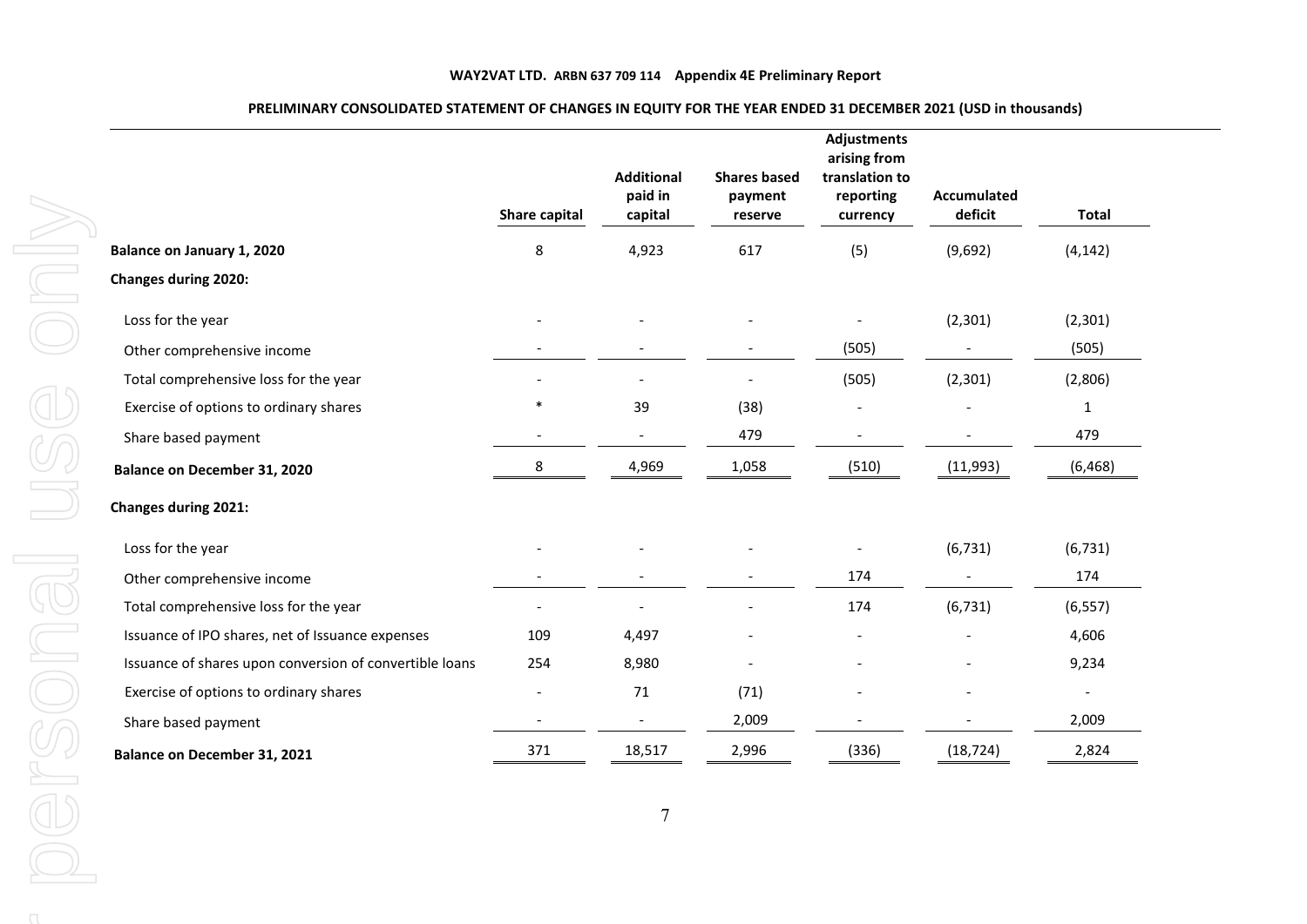**WAY2VAT LTD. ARBN 637 709 114 Appendix 4E Preliminary Report**

**PRELIMINARY CONSOLIDATED STATEMENT OF CHANGES IN EQUITY FOR THE YEAR ENDED 31 DECEMBER 2021 (USD in thousands)**

| | Share capital | Additional paid in capital | Shares based payment reserve | Adjustments arising from translation to reporting currency | Accumulated deficit | Total |
|---|---|---|---|---|---|---|
| **Balance on January 1, 2020** | 8 | 4,923 | 617 | (5) | (9,692) | (4,142) |
| **Changes during 2020:** | | | | | | |
| Loss for the year | - | - | - | - | (2,301) | (2,301) |
| Other comprehensive income | - | - | - | (505) | - | (505) |
| Total comprehensive loss for the year | - | - | - | (505) | (2,301) | (2,806) |
| Exercise of options to ordinary shares | * | 39 | (38) | - | - | 1 |
| Share based payment | - | - | 479 | - | - | 479 |
| **Balance on December 31, 2020** | 8 | 4,969 | 1,058 | (510) | (11,993) | (6,468) |
| **Changes during 2021:** | | | | | | |
| Loss for the year | - | - | - | - | (6,731) | (6,731) |
| Other comprehensive income | - | - | - | 174 | - | 174 |
| Total comprehensive loss for the year | - | - | - | 174 | (6,731) | (6,557) |
| Issuance of IPO shares, net of Issuance expenses | 109 | 4,497 | - | - | - | 4,606 |
| Issuance of shares upon conversion of convertible loans | 254 | 8,980 | - | - | - | 9,234 |
| Exercise of options to ordinary shares | - | 71 | (71) | - | - | - |
| Share based payment | - | - | 2,009 | - | - | 2,009 |
| **Balance on December 31, 2021** | 371 | 18,517 | 2,996 | (336) | (18,724) | 2,824 |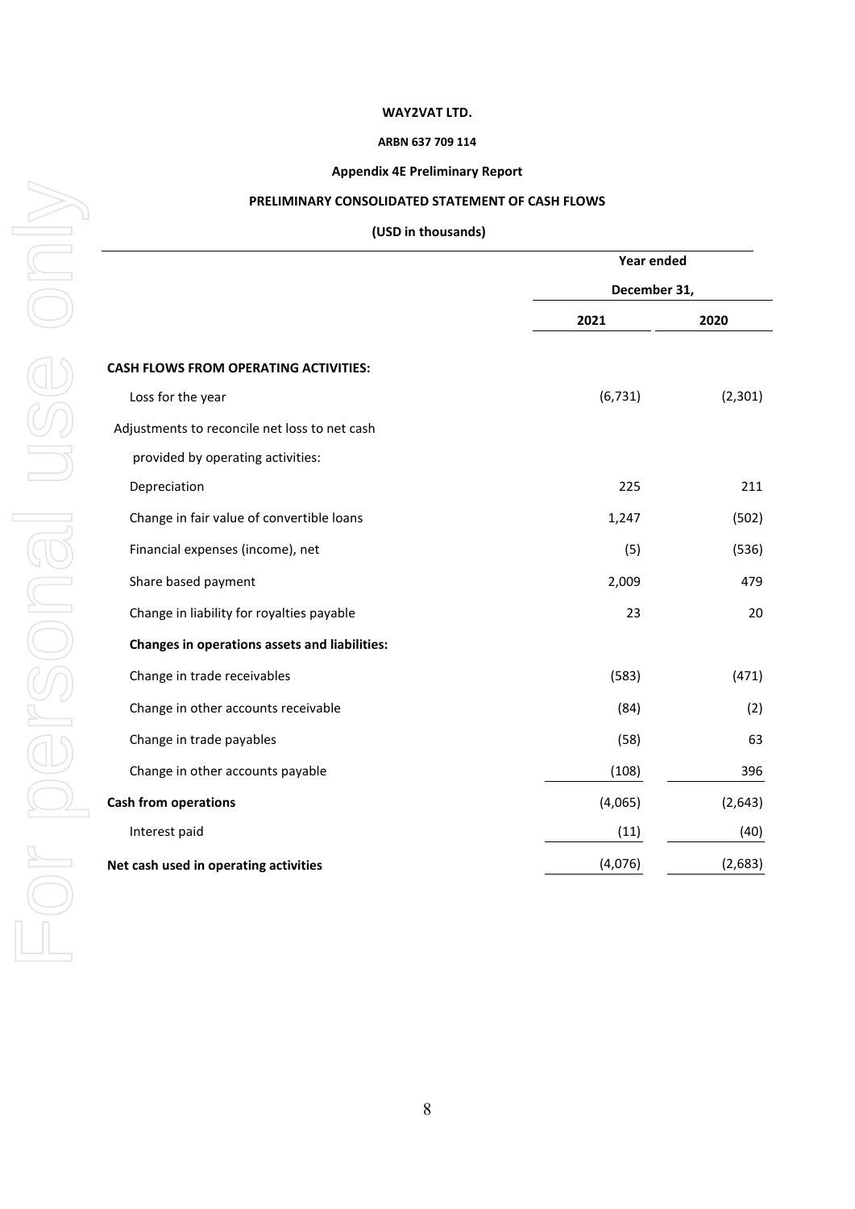**WAY2VAT LTD.**

**ARBN 637 709 114**

**Appendix 4E Preliminary Report**

**PRELIMINARY CONSOLIDATED STATEMENT OF CASH FLOWS**

**(USD in thousands)**

| | Year ended December 31, | |
|---|---|---|
| | **2021** | **2020** |
| **CASH FLOWS FROM OPERATING ACTIVITIES:** | | |
| Loss for the year | (6,731) | (2,301) |
| Adjustments to reconcile net loss to net cash provided by operating activities: | | |
| Depreciation | 225 | 211 |
| Change in fair value of convertible loans | 1,247 | (502) |
| Financial expenses (income), net | (5) | (536) |
| Share based payment | 2,009 | 479 |
| Change in liability for royalties payable | 23 | 20 |
| **Changes in operations assets and liabilities:** | | |
| Change in trade receivables | (583) | (471) |
| Change in other accounts receivable | (84) | (2) |
| Change in trade payables | (58) | 63 |
| Change in other accounts payable | (108) | 396 |
| **Cash from operations** | (4,065) | (2,643) |
| Interest paid | (11) | (40) |
| **Net cash used in operating activities** | (4,076) | (2,683) |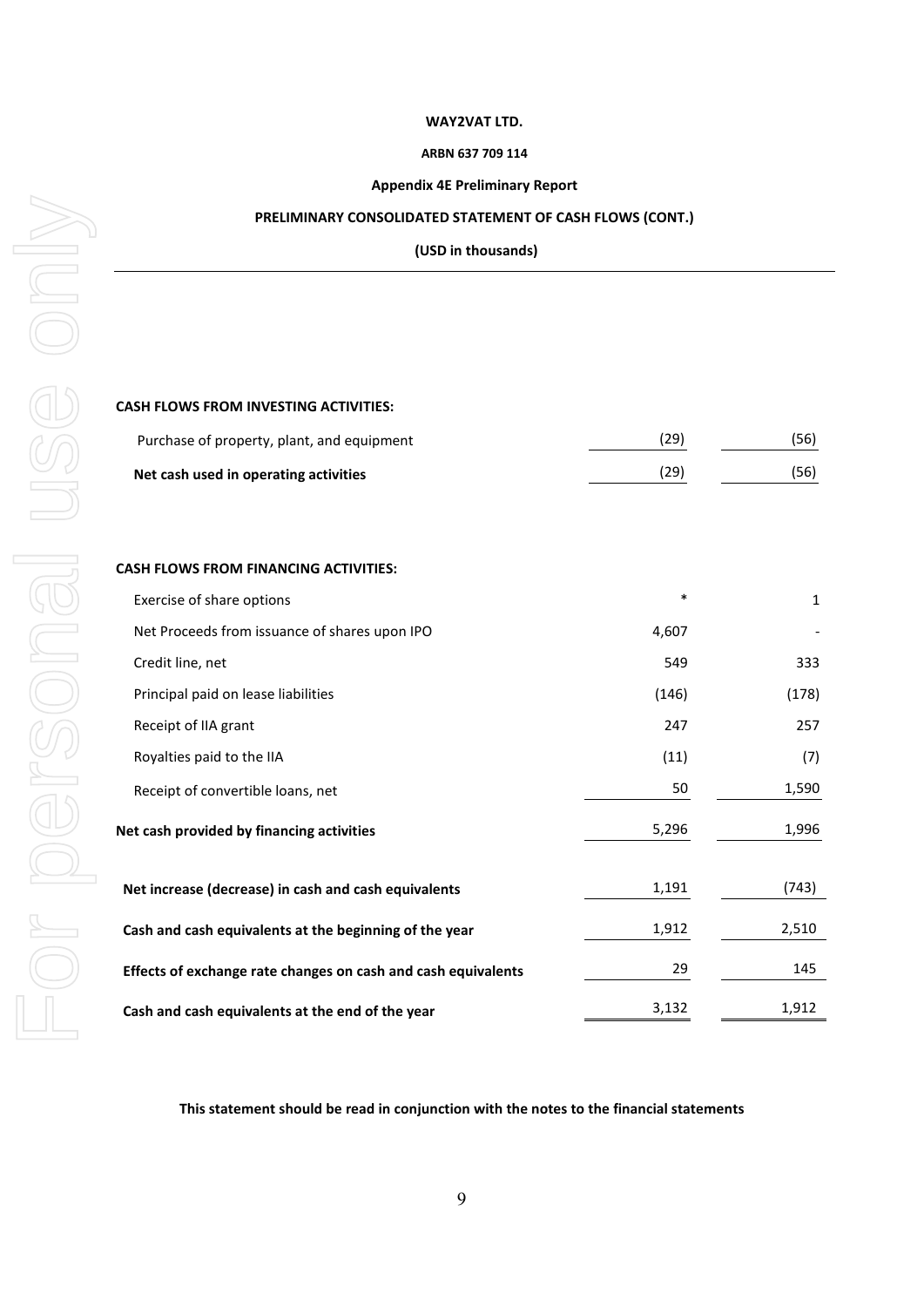**WAY2VAT LTD.**

**ARBN 637 709 114**

**Appendix 4E Preliminary Report**

**PRELIMINARY CONSOLIDATED STATEMENT OF CASH FLOWS (CONT.)**

**(USD in thousands)**

| | | |
|---|---|---|
| **CASH FLOWS FROM INVESTING ACTIVITIES:** | | |
| Purchase of property, plant, and equipment | (29) | (56) |
| **Net cash used in operating activities** | (29) | (56) |
| | | |
| **CASH FLOWS FROM FINANCING ACTIVITIES:** | | |
| Exercise of share options | * | 1 |
| Net Proceeds from issuance of shares upon IPO | 4,607 | - |
| Credit line, net | 549 | 333 |
| Principal paid on lease liabilities | (146) | (178) |
| Receipt of IIA grant | 247 | 257 |
| Royalties paid to the IIA | (11) | (7) |
| Receipt of convertible loans, net | 50 | 1,590 |
| **Net cash provided by financing activities** | 5,296 | 1,996 |
| | | |
| **Net increase (decrease) in cash and cash equivalents** | 1,191 | (743) |
| **Cash and cash equivalents at the beginning of the year** | 1,912 | 2,510 |
| **Effects of exchange rate changes on cash and cash equivalents** | 29 | 145 |
| **Cash and cash equivalents at the end of the year** | 3,132 | 1,912 |

**This statement should be read in conjunction with the notes to the financial statements**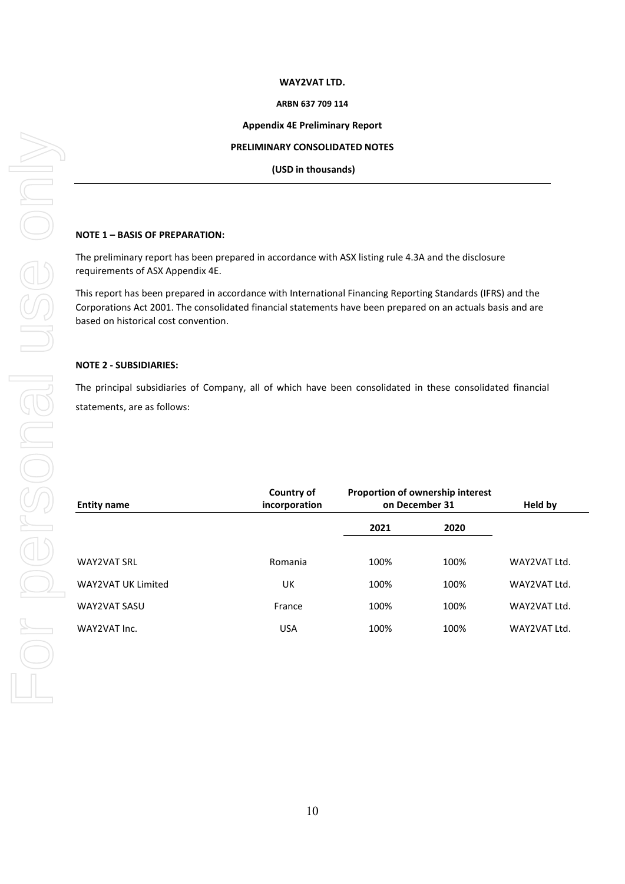**WAY2VAT LTD.**

**ARBN 637 709 114**

**Appendix 4E Preliminary Report**

**PRELIMINARY CONSOLIDATED NOTES**

**(USD in thousands)**

---

**NOTE 1 – BASIS OF PREPARATION:**

The preliminary report has been prepared in accordance with ASX listing rule 4.3A and the disclosure requirements of ASX Appendix 4E.

This report has been prepared in accordance with International Financing Reporting Standards (IFRS) and the Corporations Act 2001. The consolidated financial statements have been prepared on an actuals basis and are based on historical cost convention.

**NOTE 2 - SUBSIDIARIES:**

The principal subsidiaries of Company, all of which have been consolidated in these consolidated financial statements, are as follows:

| Entity name | Country of incorporation | Proportion of ownership interest on December 31 | | Held by |
|---|---|---|---|---|
| | | 2021 | 2020 | |
| WAY2VAT SRL | Romania | 100% | 100% | WAY2VAT Ltd. |
| WAY2VAT UK Limited | UK | 100% | 100% | WAY2VAT Ltd. |
| WAY2VAT SASU | France | 100% | 100% | WAY2VAT Ltd. |
| WAY2VAT Inc. | USA | 100% | 100% | WAY2VAT Ltd. |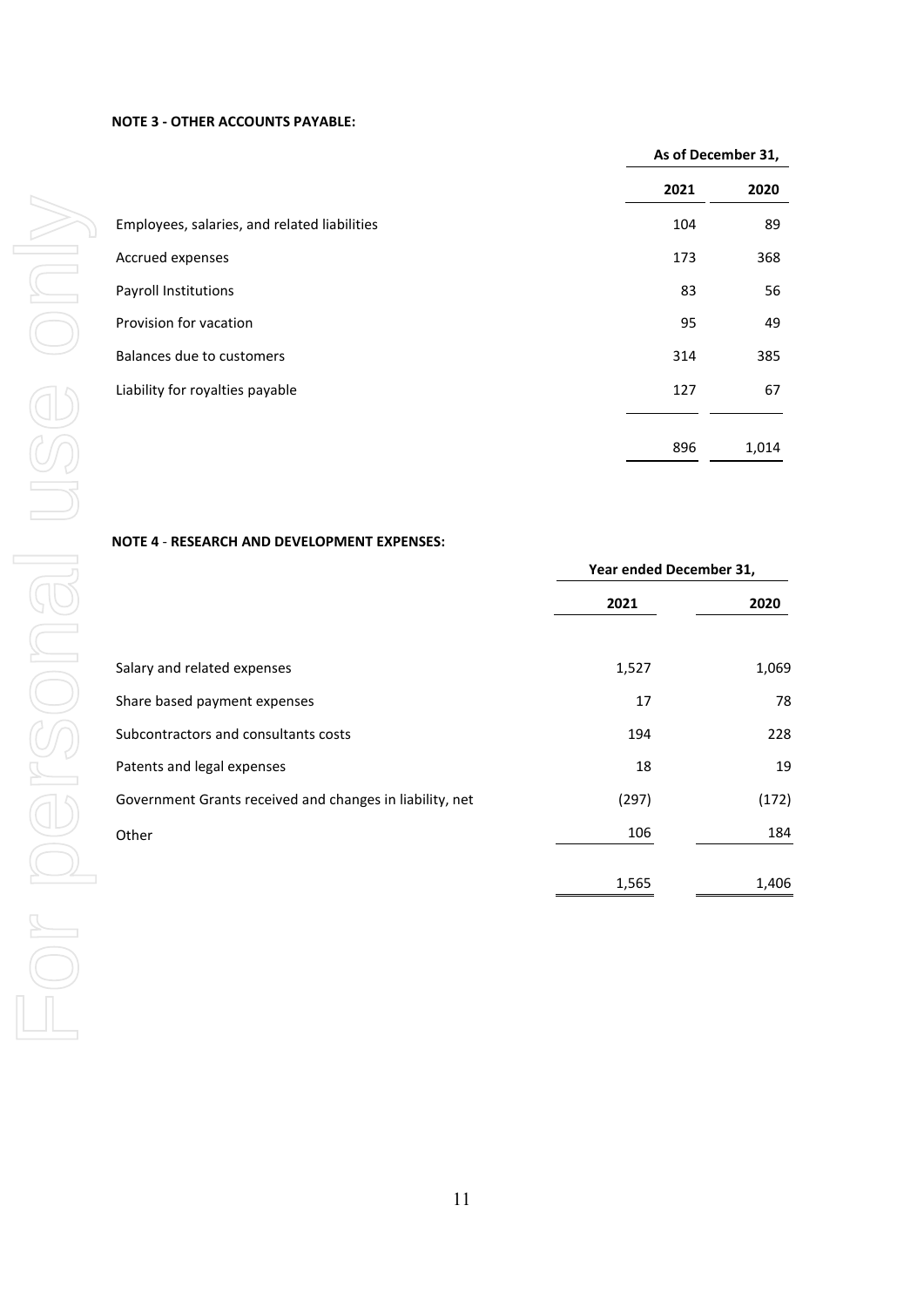**NOTE 3 - OTHER ACCOUNTS PAYABLE:**

| | As of December 31, | |
|---|---|---|
| | 2021 | 2020 |
| Employees, salaries, and related liabilities | 104 | 89 |
| Accrued expenses | 173 | 368 |
| Payroll Institutions | 83 | 56 |
| Provision for vacation | 95 | 49 |
| Balances due to customers | 314 | 385 |
| Liability for royalties payable | 127 | 67 |
| | 896 | 1,014 |

**NOTE 4 - RESEARCH AND DEVELOPMENT EXPENSES:**

| | Year ended December 31, | |
|---|---|---|
| | 2021 | 2020 |
| Salary and related expenses | 1,527 | 1,069 |
| Share based payment expenses | 17 | 78 |
| Subcontractors and consultants costs | 194 | 228 |
| Patents and legal expenses | 18 | 19 |
| Government Grants received and changes in liability, net | (297) | (172) |
| Other | 106 | 184 |
| | 1,565 | 1,406 |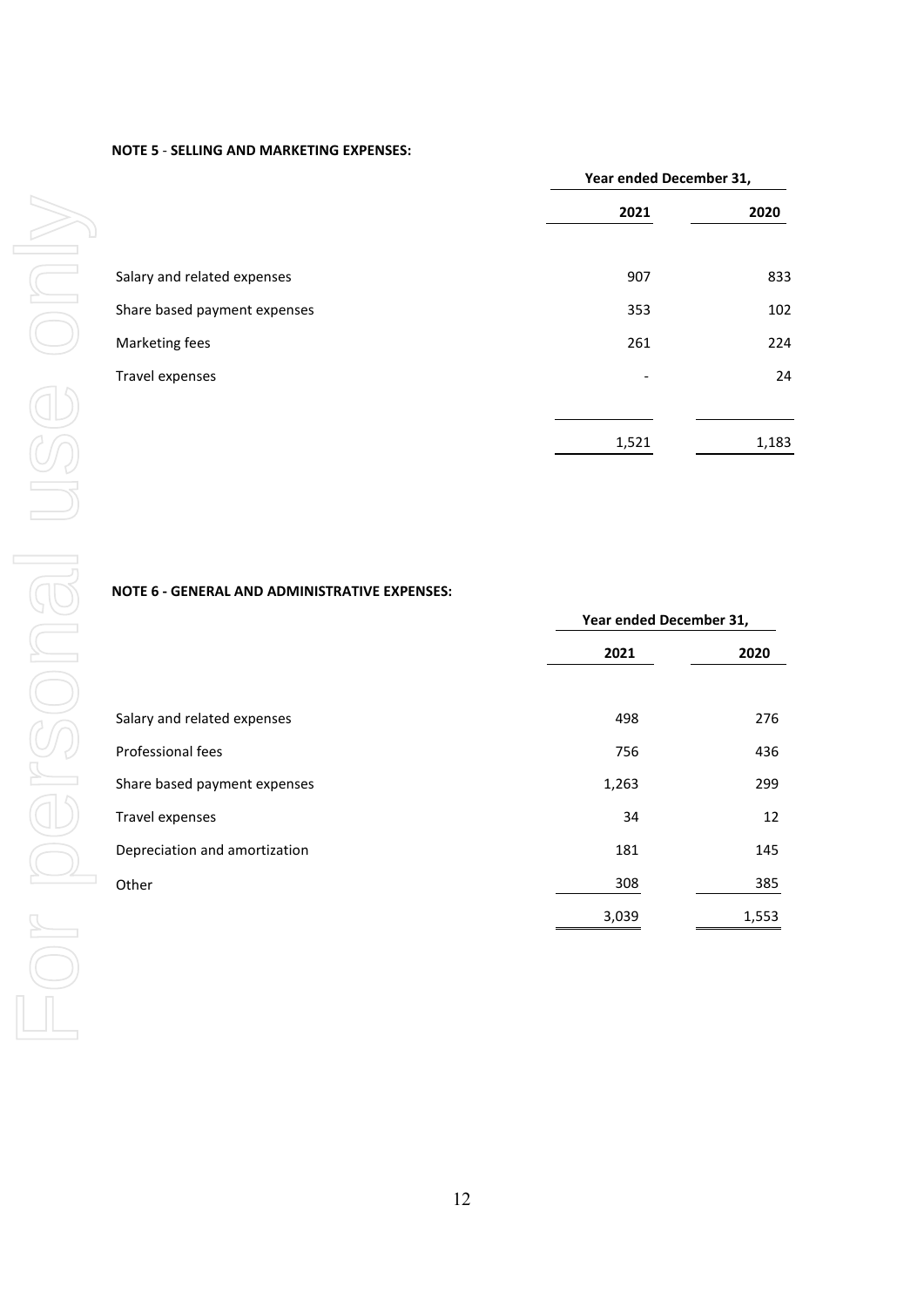**NOTE 5 - SELLING AND MARKETING EXPENSES:**

| | Year ended December 31, | |
|---|---|---|
| | 2021 | 2020 |
| Salary and related expenses | 907 | 833 |
| Share based payment expenses | 353 | 102 |
| Marketing fees | 261 | 224 |
| Travel expenses | - | 24 |
| | 1,521 | 1,183 |

**NOTE 6 - GENERAL AND ADMINISTRATIVE EXPENSES:**

| | Year ended December 31, | |
|---|---|---|
| | 2021 | 2020 |
| Salary and related expenses | 498 | 276 |
| Professional fees | 756 | 436 |
| Share based payment expenses | 1,263 | 299 |
| Travel expenses | 34 | 12 |
| Depreciation and amortization | 181 | 145 |
| Other | 308 | 385 |
| | 3,039 | 1,553 |